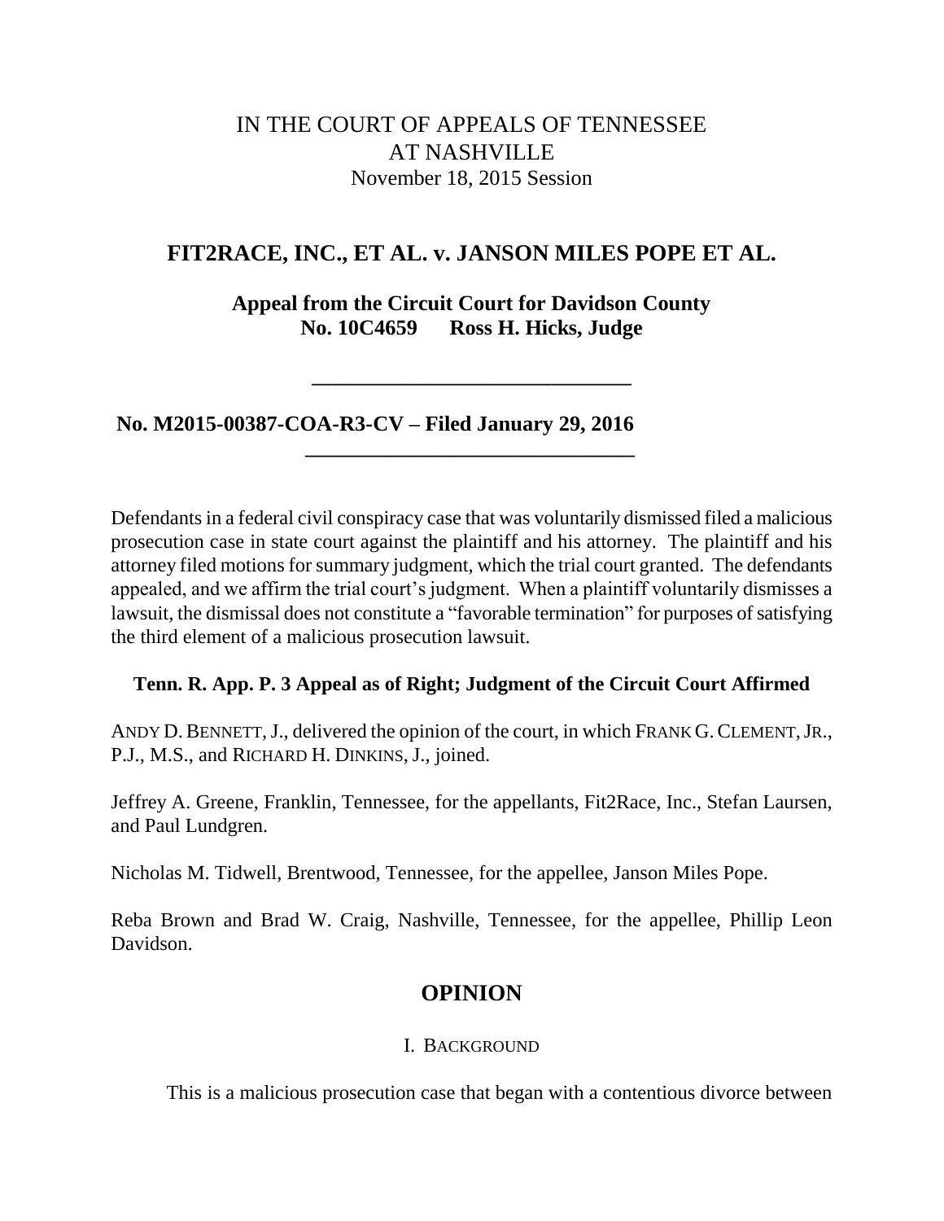IN THE COURT OF APPEALS OF TENNESSEE
AT NASHVILLE
November 18, 2015 Session

## FIT2RACE, INC., ET AL. v. JANSON MILES POPE ET AL.

**Appeal from the Circuit Court for Davidson County**
**No. 10C4659 Ross H. Hicks, Judge**

---

**No. M2015-00387-COA-R3-CV – Filed January 29, 2016**

---

Defendants in a federal civil conspiracy case that was voluntarily dismissed filed a malicious prosecution case in state court against the plaintiff and his attorney. The plaintiff and his attorney filed motions for summary judgment, which the trial court granted. The defendants appealed, and we affirm the trial court's judgment. When a plaintiff voluntarily dismisses a lawsuit, the dismissal does not constitute a "favorable termination" for purposes of satisfying the third element of a malicious prosecution lawsuit.

**Tenn. R. App. P. 3 Appeal as of Right; Judgment of the Circuit Court Affirmed**

ANDY D. BENNETT, J., delivered the opinion of the court, in which FRANK G. CLEMENT, JR., P.J., M.S., and RICHARD H. DINKINS, J., joined.

Jeffrey A. Greene, Franklin, Tennessee, for the appellants, Fit2Race, Inc., Stefan Laursen, and Paul Lundgren.

Nicholas M. Tidwell, Brentwood, Tennessee, for the appellee, Janson Miles Pope.

Reba Brown and Brad W. Craig, Nashville, Tennessee, for the appellee, Phillip Leon Davidson.

## OPINION

### I. BACKGROUND

This is a malicious prosecution case that began with a contentious divorce between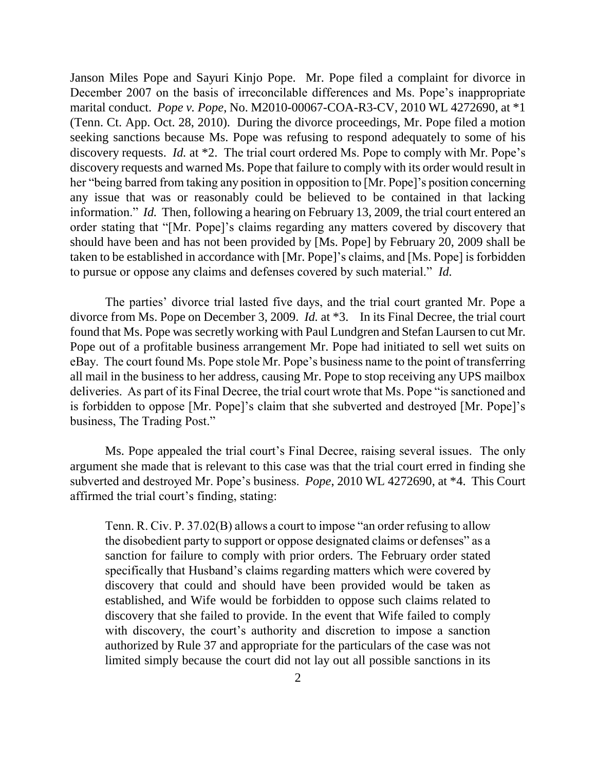Janson Miles Pope and Sayuri Kinjo Pope. Mr. Pope filed a complaint for divorce in December 2007 on the basis of irreconcilable differences and Ms. Pope's inappropriate marital conduct. *Pope v. Pope*, No. M2010-00067-COA-R3-CV, 2010 WL 4272690, at *1 (Tenn. Ct. App. Oct. 28, 2010). During the divorce proceedings, Mr. Pope filed a motion seeking sanctions because Ms. Pope was refusing to respond adequately to some of his discovery requests. *Id.* at *2. The trial court ordered Ms. Pope to comply with Mr. Pope's discovery requests and warned Ms. Pope that failure to comply with its order would result in her "being barred from taking any position in opposition to [Mr. Pope]'s position concerning any issue that was or reasonably could be believed to be contained in that lacking information." *Id.* Then, following a hearing on February 13, 2009, the trial court entered an order stating that "[Mr. Pope]'s claims regarding any matters covered by discovery that should have been and has not been provided by [Ms. Pope] by February 20, 2009 shall be taken to be established in accordance with [Mr. Pope]'s claims, and [Ms. Pope] is forbidden to pursue or oppose any claims and defenses covered by such material." *Id.*

The parties' divorce trial lasted five days, and the trial court granted Mr. Pope a divorce from Ms. Pope on December 3, 2009. *Id.* at *3. In its Final Decree, the trial court found that Ms. Pope was secretly working with Paul Lundgren and Stefan Laursen to cut Mr. Pope out of a profitable business arrangement Mr. Pope had initiated to sell wet suits on eBay. The court found Ms. Pope stole Mr. Pope's business name to the point of transferring all mail in the business to her address, causing Mr. Pope to stop receiving any UPS mailbox deliveries. As part of its Final Decree, the trial court wrote that Ms. Pope "is sanctioned and is forbidden to oppose [Mr. Pope]'s claim that she subverted and destroyed [Mr. Pope]'s business, The Trading Post."

Ms. Pope appealed the trial court's Final Decree, raising several issues. The only argument she made that is relevant to this case was that the trial court erred in finding she subverted and destroyed Mr. Pope's business. *Pope*, 2010 WL 4272690, at *4. This Court affirmed the trial court's finding, stating:

> Tenn. R. Civ. P. 37.02(B) allows a court to impose "an order refusing to allow the disobedient party to support or oppose designated claims or defenses" as a sanction for failure to comply with prior orders. The February order stated specifically that Husband's claims regarding matters which were covered by discovery that could and should have been provided would be taken as established, and Wife would be forbidden to oppose such claims related to discovery that she failed to provide. In the event that Wife failed to comply with discovery, the court's authority and discretion to impose a sanction authorized by Rule 37 and appropriate for the particulars of the case was not limited simply because the court did not lay out all possible sanctions in its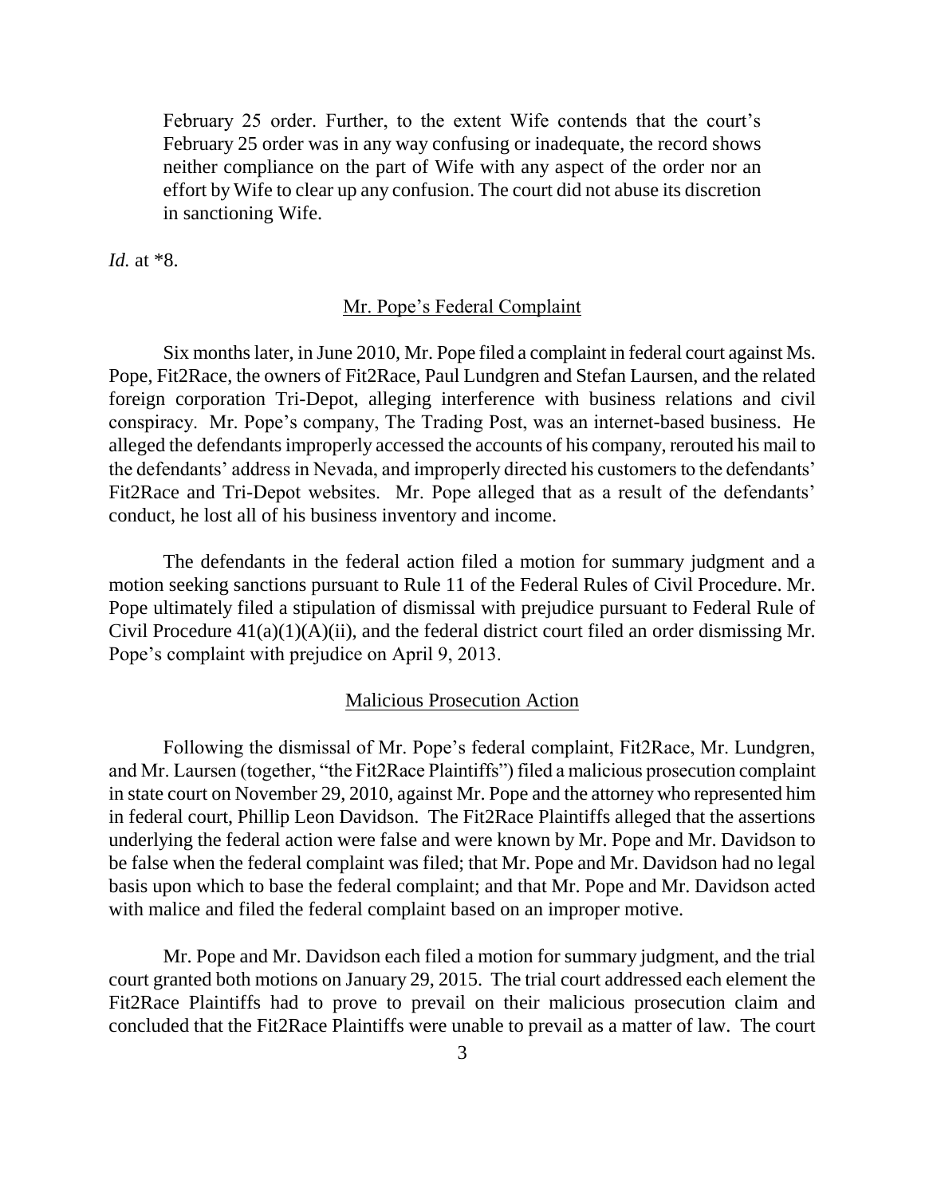> February 25 order. Further, to the extent Wife contends that the court's February 25 order was in any way confusing or inadequate, the record shows neither compliance on the part of Wife with any aspect of the order nor an effort by Wife to clear up any confusion. The court did not abuse its discretion in sanctioning Wife.

*Id.* at *8.

## Mr. Pope's Federal Complaint

Six months later, in June 2010, Mr. Pope filed a complaint in federal court against Ms. Pope, Fit2Race, the owners of Fit2Race, Paul Lundgren and Stefan Laursen, and the related foreign corporation Tri-Depot, alleging interference with business relations and civil conspiracy. Mr. Pope's company, The Trading Post, was an internet-based business. He alleged the defendants improperly accessed the accounts of his company, rerouted his mail to the defendants' address in Nevada, and improperly directed his customers to the defendants' Fit2Race and Tri-Depot websites. Mr. Pope alleged that as a result of the defendants' conduct, he lost all of his business inventory and income.

The defendants in the federal action filed a motion for summary judgment and a motion seeking sanctions pursuant to Rule 11 of the Federal Rules of Civil Procedure. Mr. Pope ultimately filed a stipulation of dismissal with prejudice pursuant to Federal Rule of Civil Procedure 41(a)(1)(A)(ii), and the federal district court filed an order dismissing Mr. Pope's complaint with prejudice on April 9, 2013.

## Malicious Prosecution Action

Following the dismissal of Mr. Pope's federal complaint, Fit2Race, Mr. Lundgren, and Mr. Laursen (together, "the Fit2Race Plaintiffs") filed a malicious prosecution complaint in state court on November 29, 2010, against Mr. Pope and the attorney who represented him in federal court, Phillip Leon Davidson. The Fit2Race Plaintiffs alleged that the assertions underlying the federal action were false and were known by Mr. Pope and Mr. Davidson to be false when the federal complaint was filed; that Mr. Pope and Mr. Davidson had no legal basis upon which to base the federal complaint; and that Mr. Pope and Mr. Davidson acted with malice and filed the federal complaint based on an improper motive.

Mr. Pope and Mr. Davidson each filed a motion for summary judgment, and the trial court granted both motions on January 29, 2015. The trial court addressed each element the Fit2Race Plaintiffs had to prove to prevail on their malicious prosecution claim and concluded that the Fit2Race Plaintiffs were unable to prevail as a matter of law. The court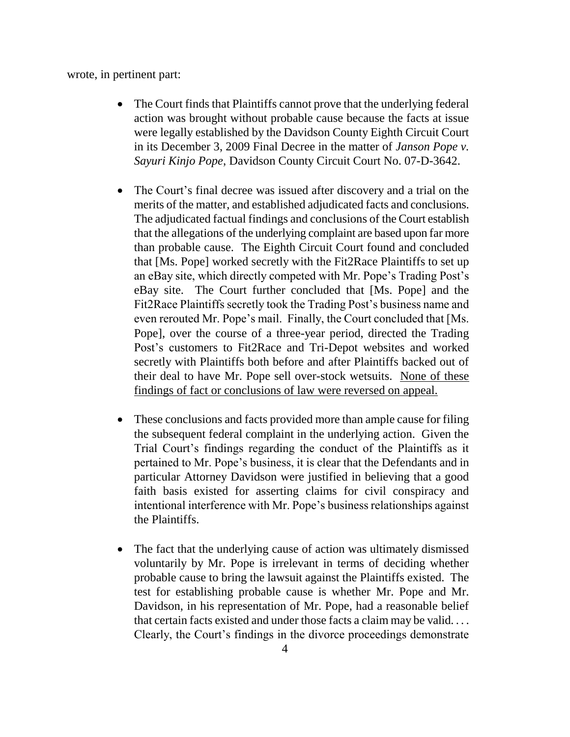wrote, in pertinent part:

- The Court finds that Plaintiffs cannot prove that the underlying federal action was brought without probable cause because the facts at issue were legally established by the Davidson County Eighth Circuit Court in its December 3, 2009 Final Decree in the matter of *Janson Pope v. Sayuri Kinjo Pope*, Davidson County Circuit Court No. 07-D-3642.

- The Court's final decree was issued after discovery and a trial on the merits of the matter, and established adjudicated facts and conclusions. The adjudicated factual findings and conclusions of the Court establish that the allegations of the underlying complaint are based upon far more than probable cause. The Eighth Circuit Court found and concluded that [Ms. Pope] worked secretly with the Fit2Race Plaintiffs to set up an eBay site, which directly competed with Mr. Pope's Trading Post's eBay site. The Court further concluded that [Ms. Pope] and the Fit2Race Plaintiffs secretly took the Trading Post's business name and even rerouted Mr. Pope's mail. Finally, the Court concluded that [Ms. Pope], over the course of a three-year period, directed the Trading Post's customers to Fit2Race and Tri-Depot websites and worked secretly with Plaintiffs both before and after Plaintiffs backed out of their deal to have Mr. Pope sell over-stock wetsuits. <u>None of these findings of fact or conclusions of law were reversed on appeal.</u>

- These conclusions and facts provided more than ample cause for filing the subsequent federal complaint in the underlying action. Given the Trial Court's findings regarding the conduct of the Plaintiffs as it pertained to Mr. Pope's business, it is clear that the Defendants and in particular Attorney Davidson were justified in believing that a good faith basis existed for asserting claims for civil conspiracy and intentional interference with Mr. Pope's business relationships against the Plaintiffs.

- The fact that the underlying cause of action was ultimately dismissed voluntarily by Mr. Pope is irrelevant in terms of deciding whether probable cause to bring the lawsuit against the Plaintiffs existed. The test for establishing probable cause is whether Mr. Pope and Mr. Davidson, in his representation of Mr. Pope, had a reasonable belief that certain facts existed and under those facts a claim may be valid. . . . Clearly, the Court's findings in the divorce proceedings demonstrate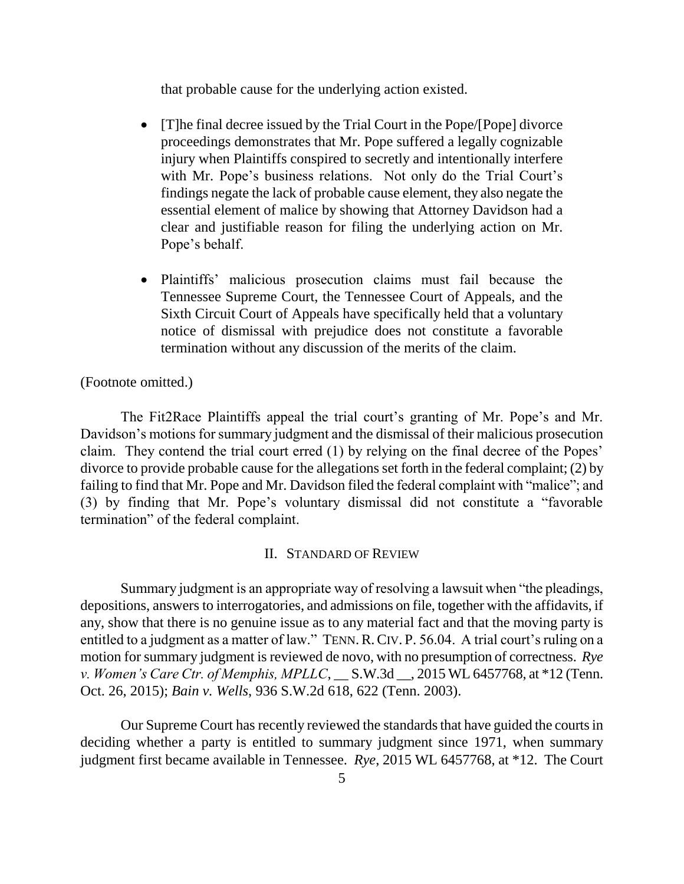that probable cause for the underlying action existed.

- [T]he final decree issued by the Trial Court in the Pope/[Pope] divorce proceedings demonstrates that Mr. Pope suffered a legally cognizable injury when Plaintiffs conspired to secretly and intentionally interfere with Mr. Pope's business relations. Not only do the Trial Court's findings negate the lack of probable cause element, they also negate the essential element of malice by showing that Attorney Davidson had a clear and justifiable reason for filing the underlying action on Mr. Pope's behalf.

- Plaintiffs' malicious prosecution claims must fail because the Tennessee Supreme Court, the Tennessee Court of Appeals, and the Sixth Circuit Court of Appeals have specifically held that a voluntary notice of dismissal with prejudice does not constitute a favorable termination without any discussion of the merits of the claim.

(Footnote omitted.)

The Fit2Race Plaintiffs appeal the trial court's granting of Mr. Pope's and Mr. Davidson's motions for summary judgment and the dismissal of their malicious prosecution claim. They contend the trial court erred (1) by relying on the final decree of the Popes' divorce to provide probable cause for the allegations set forth in the federal complaint; (2) by failing to find that Mr. Pope and Mr. Davidson filed the federal complaint with "malice"; and (3) by finding that Mr. Pope's voluntary dismissal did not constitute a "favorable termination" of the federal complaint.

## II. STANDARD OF REVIEW

Summary judgment is an appropriate way of resolving a lawsuit when "the pleadings, depositions, answers to interrogatories, and admissions on file, together with the affidavits, if any, show that there is no genuine issue as to any material fact and that the moving party is entitled to a judgment as a matter of law." TENN. R. CIV. P. 56.04. A trial court's ruling on a motion for summary judgment is reviewed de novo, with no presumption of correctness. *Rye v. Women's Care Ctr. of Memphis, MPLLC*, __ S.W.3d __, 2015 WL 6457768, at *12 (Tenn. Oct. 26, 2015); *Bain v. Wells*, 936 S.W.2d 618, 622 (Tenn. 2003).

Our Supreme Court has recently reviewed the standards that have guided the courts in deciding whether a party is entitled to summary judgment since 1971, when summary judgment first became available in Tennessee. *Rye*, 2015 WL 6457768, at *12. The Court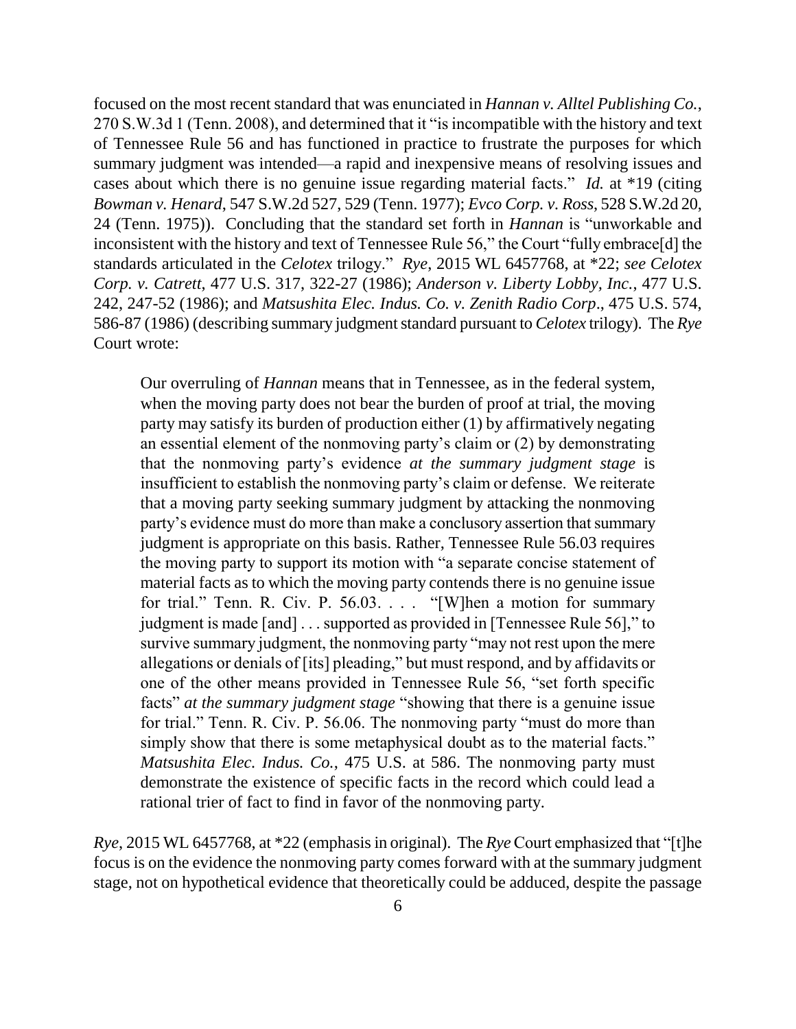focused on the most recent standard that was enunciated in *Hannan v. Alltel Publishing Co.*, 270 S.W.3d 1 (Tenn. 2008), and determined that it "is incompatible with the history and text of Tennessee Rule 56 and has functioned in practice to frustrate the purposes for which summary judgment was intended—a rapid and inexpensive means of resolving issues and cases about which there is no genuine issue regarding material facts." *Id.* at *19 (citing *Bowman v. Henard*, 547 S.W.2d 527, 529 (Tenn. 1977); *Evco Corp. v. Ross*, 528 S.W.2d 20, 24 (Tenn. 1975)). Concluding that the standard set forth in *Hannan* is "unworkable and inconsistent with the history and text of Tennessee Rule 56," the Court "fully embrace[d] the standards articulated in the *Celotex* trilogy." *Rye*, 2015 WL 6457768, at *22; *see Celotex Corp. v. Catrett*, 477 U.S. 317, 322-27 (1986); *Anderson v. Liberty Lobby, Inc.*, 477 U.S. 242, 247-52 (1986); and *Matsushita Elec. Indus. Co. v. Zenith Radio Corp*., 475 U.S. 574, 586-87 (1986) (describing summary judgment standard pursuant to *Celotex* trilogy). The *Rye* Court wrote:

> Our overruling of *Hannan* means that in Tennessee, as in the federal system, when the moving party does not bear the burden of proof at trial, the moving party may satisfy its burden of production either (1) by affirmatively negating an essential element of the nonmoving party's claim or (2) by demonstrating that the nonmoving party's evidence *at the summary judgment stage* is insufficient to establish the nonmoving party's claim or defense. We reiterate that a moving party seeking summary judgment by attacking the nonmoving party's evidence must do more than make a conclusory assertion that summary judgment is appropriate on this basis. Rather, Tennessee Rule 56.03 requires the moving party to support its motion with "a separate concise statement of material facts as to which the moving party contends there is no genuine issue for trial." Tenn. R. Civ. P. 56.03. . . . "[W]hen a motion for summary judgment is made [and] . . . supported as provided in [Tennessee Rule 56]," to survive summary judgment, the nonmoving party "may not rest upon the mere allegations or denials of [its] pleading," but must respond, and by affidavits or one of the other means provided in Tennessee Rule 56, "set forth specific facts" *at the summary judgment stage* "showing that there is a genuine issue for trial." Tenn. R. Civ. P. 56.06. The nonmoving party "must do more than simply show that there is some metaphysical doubt as to the material facts." *Matsushita Elec. Indus. Co.*, 475 U.S. at 586. The nonmoving party must demonstrate the existence of specific facts in the record which could lead a rational trier of fact to find in favor of the nonmoving party.

*Rye*, 2015 WL 6457768, at *22 (emphasis in original). The *Rye* Court emphasized that "[t]he focus is on the evidence the nonmoving party comes forward with at the summary judgment stage, not on hypothetical evidence that theoretically could be adduced, despite the passage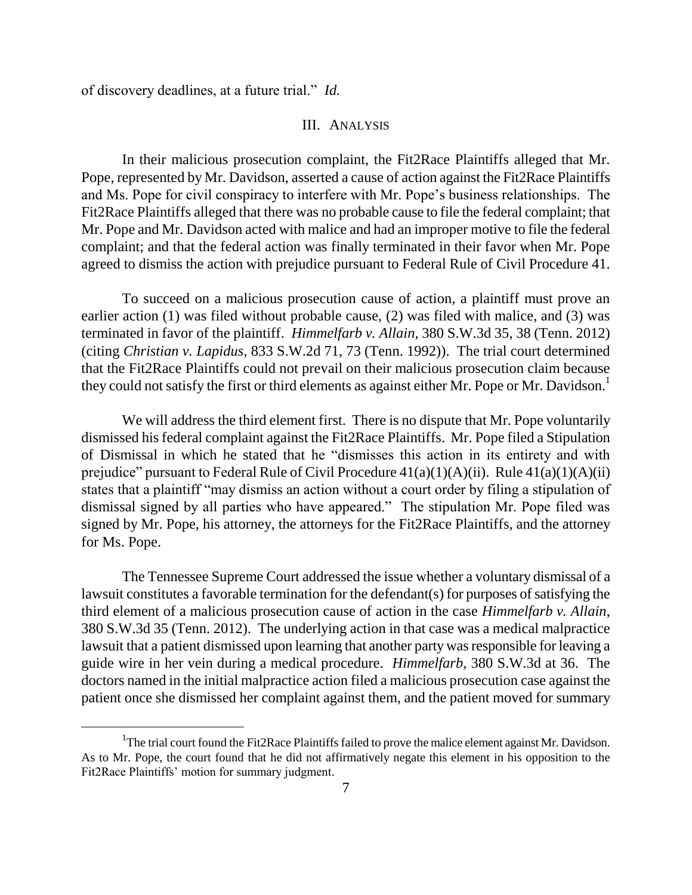of discovery deadlines, at a future trial." *Id.*

## III. Analysis

In their malicious prosecution complaint, the Fit2Race Plaintiffs alleged that Mr. Pope, represented by Mr. Davidson, asserted a cause of action against the Fit2Race Plaintiffs and Ms. Pope for civil conspiracy to interfere with Mr. Pope's business relationships. The Fit2Race Plaintiffs alleged that there was no probable cause to file the federal complaint; that Mr. Pope and Mr. Davidson acted with malice and had an improper motive to file the federal complaint; and that the federal action was finally terminated in their favor when Mr. Pope agreed to dismiss the action with prejudice pursuant to Federal Rule of Civil Procedure 41.

To succeed on a malicious prosecution cause of action, a plaintiff must prove an earlier action (1) was filed without probable cause, (2) was filed with malice, and (3) was terminated in favor of the plaintiff. *Himmelfarb v. Allain*, 380 S.W.3d 35, 38 (Tenn. 2012) (citing *Christian v. Lapidus*, 833 S.W.2d 71, 73 (Tenn. 1992)). The trial court determined that the Fit2Race Plaintiffs could not prevail on their malicious prosecution claim because they could not satisfy the first or third elements as against either Mr. Pope or Mr. Davidson.[1]

We will address the third element first. There is no dispute that Mr. Pope voluntarily dismissed his federal complaint against the Fit2Race Plaintiffs. Mr. Pope filed a Stipulation of Dismissal in which he stated that he "dismisses this action in its entirety and with prejudice" pursuant to Federal Rule of Civil Procedure 41(a)(1)(A)(ii). Rule 41(a)(1)(A)(ii) states that a plaintiff "may dismiss an action without a court order by filing a stipulation of dismissal signed by all parties who have appeared." The stipulation Mr. Pope filed was signed by Mr. Pope, his attorney, the attorneys for the Fit2Race Plaintiffs, and the attorney for Ms. Pope.

The Tennessee Supreme Court addressed the issue whether a voluntary dismissal of a lawsuit constitutes a favorable termination for the defendant(s) for purposes of satisfying the third element of a malicious prosecution cause of action in the case *Himmelfarb v. Allain*, 380 S.W.3d 35 (Tenn. 2012). The underlying action in that case was a medical malpractice lawsuit that a patient dismissed upon learning that another party was responsible for leaving a guide wire in her vein during a medical procedure. *Himmelfarb*, 380 S.W.3d at 36. The doctors named in the initial malpractice action filed a malicious prosecution case against the patient once she dismissed her complaint against them, and the patient moved for summary

[1] The trial court found the Fit2Race Plaintiffs failed to prove the malice element against Mr. Davidson. As to Mr. Pope, the court found that he did not affirmatively negate this element in his opposition to the Fit2Race Plaintiffs' motion for summary judgment.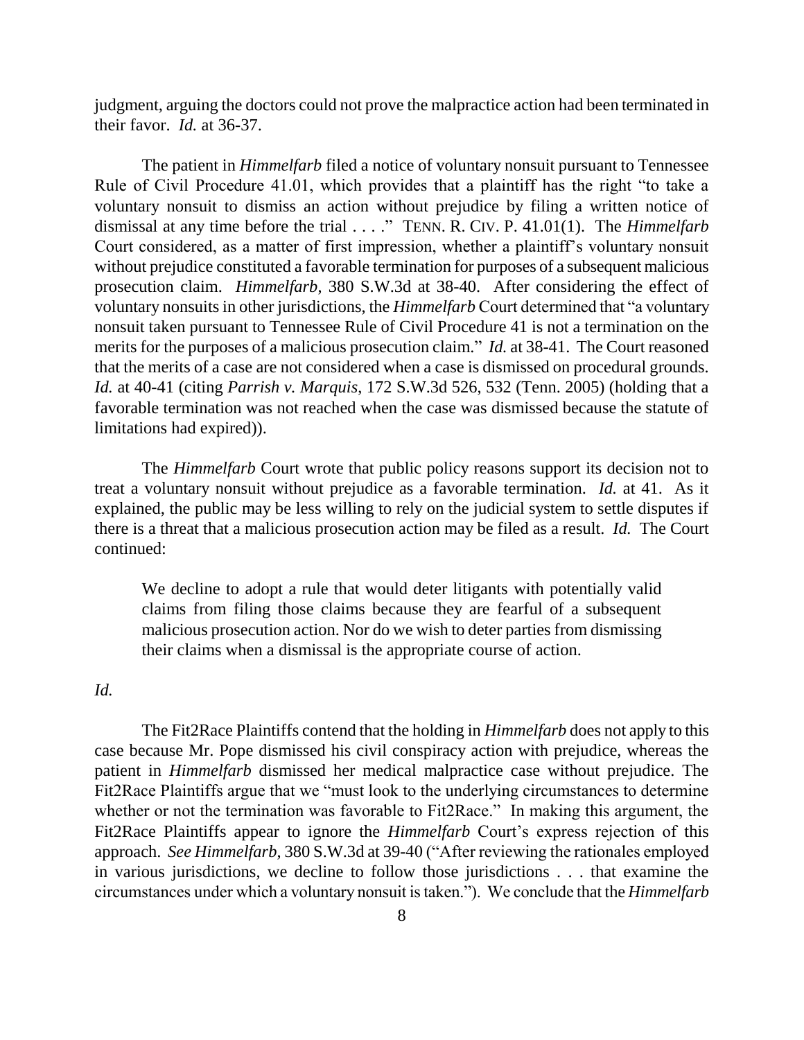judgment, arguing the doctors could not prove the malpractice action had been terminated in their favor. *Id.* at 36-37.

The patient in *Himmelfarb* filed a notice of voluntary nonsuit pursuant to Tennessee Rule of Civil Procedure 41.01, which provides that a plaintiff has the right "to take a voluntary nonsuit to dismiss an action without prejudice by filing a written notice of dismissal at any time before the trial . . . ." TENN. R. CIV. P. 41.01(1). The *Himmelfarb* Court considered, as a matter of first impression, whether a plaintiff's voluntary nonsuit without prejudice constituted a favorable termination for purposes of a subsequent malicious prosecution claim. *Himmelfarb*, 380 S.W.3d at 38-40. After considering the effect of voluntary nonsuits in other jurisdictions, the *Himmelfarb* Court determined that "a voluntary nonsuit taken pursuant to Tennessee Rule of Civil Procedure 41 is not a termination on the merits for the purposes of a malicious prosecution claim." *Id.* at 38-41. The Court reasoned that the merits of a case are not considered when a case is dismissed on procedural grounds. *Id.* at 40-41 (citing *Parrish v. Marquis*, 172 S.W.3d 526, 532 (Tenn. 2005) (holding that a favorable termination was not reached when the case was dismissed because the statute of limitations had expired)).

The *Himmelfarb* Court wrote that public policy reasons support its decision not to treat a voluntary nonsuit without prejudice as a favorable termination. *Id.* at 41. As it explained, the public may be less willing to rely on the judicial system to settle disputes if there is a threat that a malicious prosecution action may be filed as a result. *Id.* The Court continued:

> We decline to adopt a rule that would deter litigants with potentially valid claims from filing those claims because they are fearful of a subsequent malicious prosecution action. Nor do we wish to deter parties from dismissing their claims when a dismissal is the appropriate course of action.

*Id.*

The Fit2Race Plaintiffs contend that the holding in *Himmelfarb* does not apply to this case because Mr. Pope dismissed his civil conspiracy action with prejudice, whereas the patient in *Himmelfarb* dismissed her medical malpractice case without prejudice. The Fit2Race Plaintiffs argue that we "must look to the underlying circumstances to determine whether or not the termination was favorable to Fit2Race." In making this argument, the Fit2Race Plaintiffs appear to ignore the *Himmelfarb* Court's express rejection of this approach. *See Himmelfarb*, 380 S.W.3d at 39-40 ("After reviewing the rationales employed in various jurisdictions, we decline to follow those jurisdictions . . . that examine the circumstances under which a voluntary nonsuit is taken."). We conclude that the *Himmelfarb*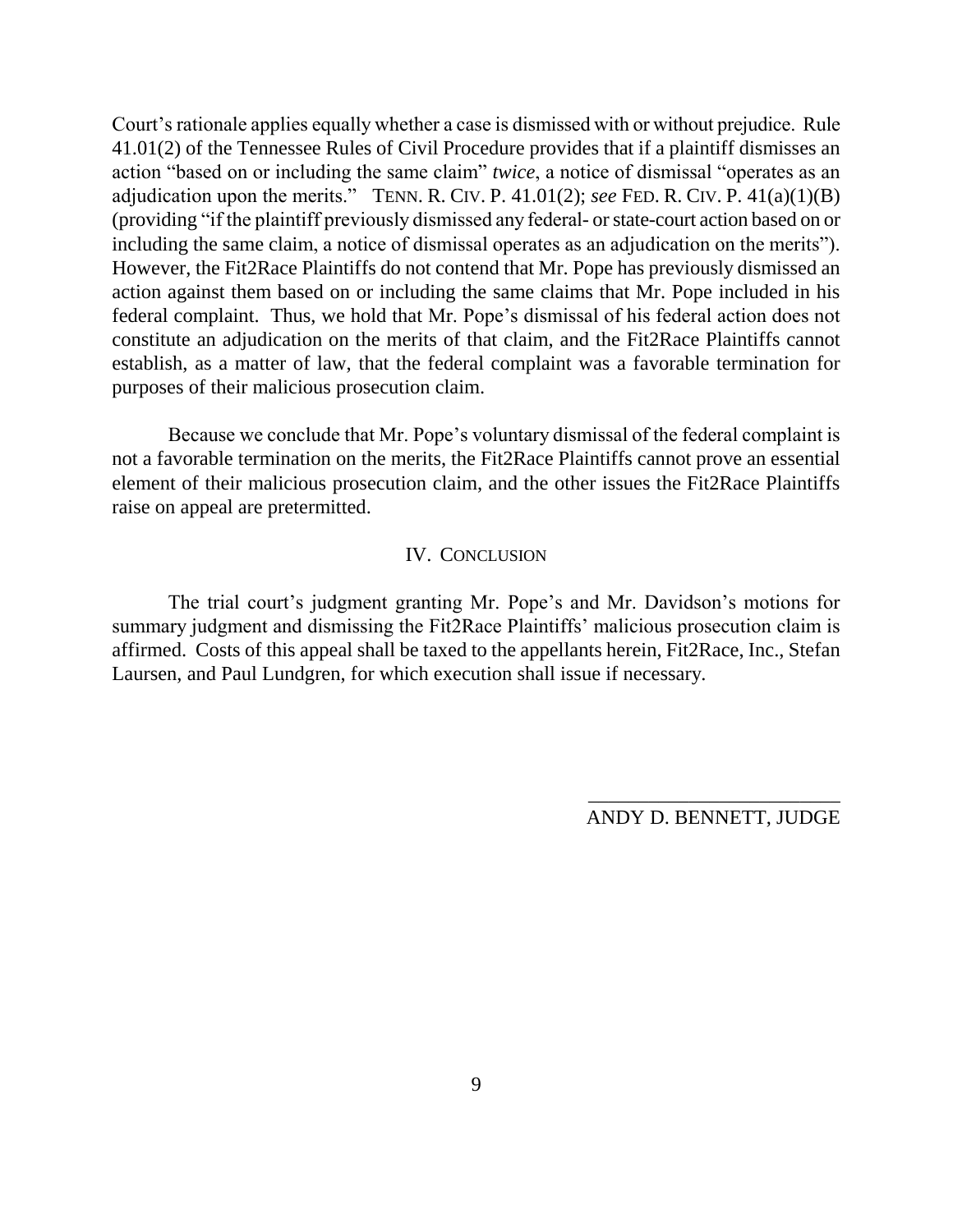Court's rationale applies equally whether a case is dismissed with or without prejudice. Rule 41.01(2) of the Tennessee Rules of Civil Procedure provides that if a plaintiff dismisses an action "based on or including the same claim" *twice*, a notice of dismissal "operates as an adjudication upon the merits." TENN. R. CIV. P. 41.01(2); *see* FED. R. CIV. P. 41(a)(1)(B) (providing "if the plaintiff previously dismissed any federal- or state-court action based on or including the same claim, a notice of dismissal operates as an adjudication on the merits"). However, the Fit2Race Plaintiffs do not contend that Mr. Pope has previously dismissed an action against them based on or including the same claims that Mr. Pope included in his federal complaint. Thus, we hold that Mr. Pope's dismissal of his federal action does not constitute an adjudication on the merits of that claim, and the Fit2Race Plaintiffs cannot establish, as a matter of law, that the federal complaint was a favorable termination for purposes of their malicious prosecution claim.

Because we conclude that Mr. Pope's voluntary dismissal of the federal complaint is not a favorable termination on the merits, the Fit2Race Plaintiffs cannot prove an essential element of their malicious prosecution claim, and the other issues the Fit2Race Plaintiffs raise on appeal are pretermitted.

## IV. CONCLUSION

The trial court's judgment granting Mr. Pope's and Mr. Davidson's motions for summary judgment and dismissing the Fit2Race Plaintiffs' malicious prosecution claim is affirmed. Costs of this appeal shall be taxed to the appellants herein, Fit2Race, Inc., Stefan Laursen, and Paul Lundgren, for which execution shall issue if necessary.

\_\_\_\_\_\_\_\_\_\_\_\_\_\_\_\_\_\_\_\_\_\_\_\_\_

ANDY D. BENNETT, JUDGE